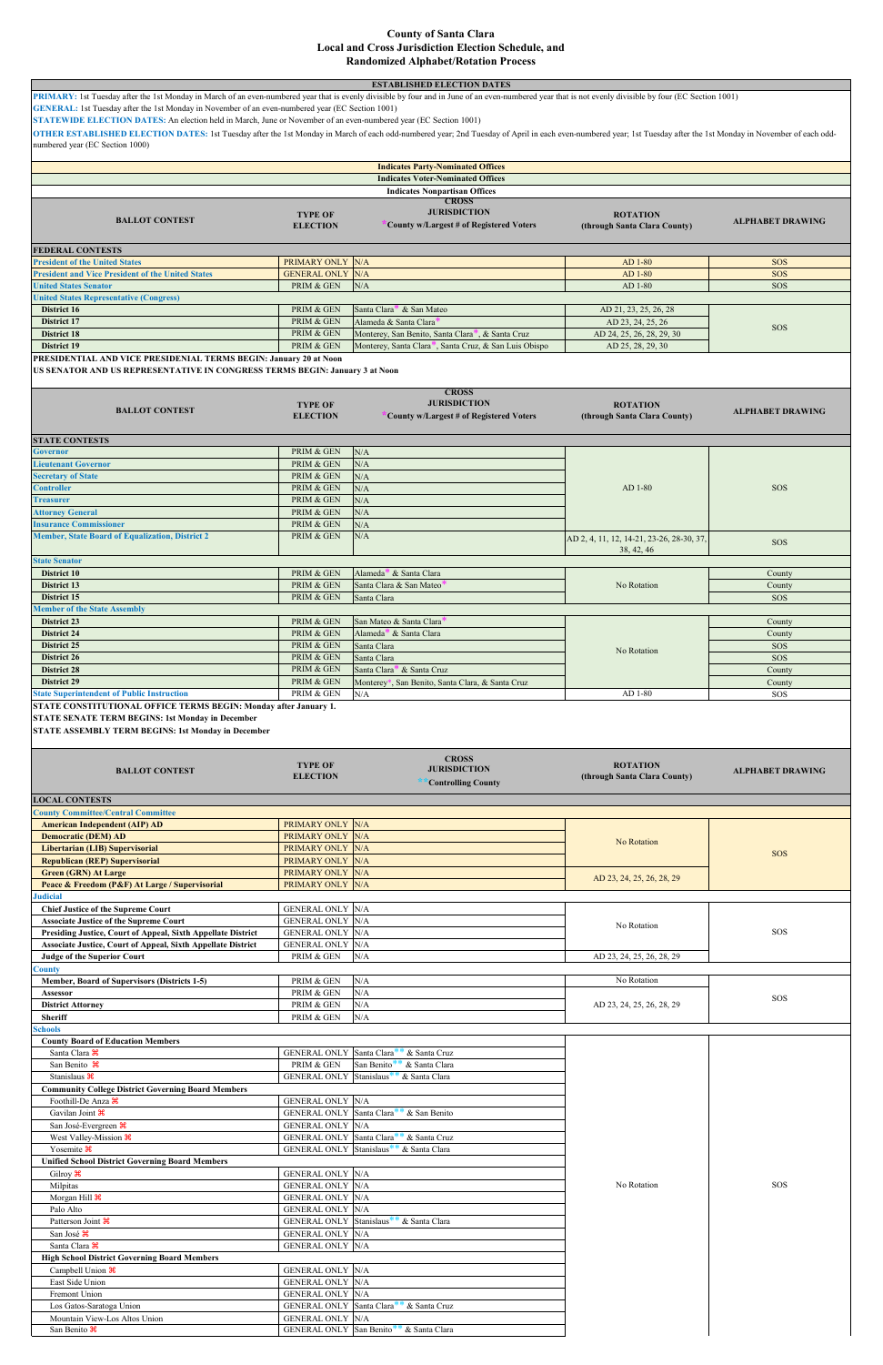# County of Santa Clara
## Local and Cross Jurisdiction Election Schedule, and Randomized Alphabet/Rotation Process

**ESTABLISHED ELECTION DATES**

**PRIMARY:** 1st Tuesday after the 1st Monday in March of an even-numbered year that is evenly divisible by four and in June of an even-numbered year that is not evenly divisible by four (EC Section 1001)

**GENERAL:** 1st Tuesday after the 1st Monday in November of an even-numbered year (EC Section 1001)

**STATEWIDE ELECTION DATES:** An election held in March, June or November of an even-numbered year (EC Section 1001)

**OTHER ESTABLISHED ELECTION DATES:** 1st Tuesday after the 1st Monday in March of each odd-numbered year; 2nd Tuesday of April in each even-numbered year; 1st Tuesday after the 1st Monday in November of each odd-numbered year (EC Section 1000)

Indicates Party-Nominated Offices
Indicates Voter-Nominated Offices
Indicates Nonpartisan Offices

| BALLOT CONTEST | TYPE OF ELECTION | CROSS JURISDICTION *County w/Largest # of Registered Voters | ROTATION (through Santa Clara County) | ALPHABET DRAWING |
|---|---|---|---|---|
| **FEDERAL CONTESTS** | | | | |
| President of the United States | PRIMARY ONLY | N/A | AD 1-80 | SOS |
| President and Vice President of the United States | GENERAL ONLY | N/A | AD 1-80 | SOS |
| United States Senator | PRIM & GEN | N/A | AD 1-80 | SOS |
| United States Representative (Congress) | | | | |
| District 16 | PRIM & GEN | Santa Clara* & San Mateo | AD 21, 23, 25, 26, 28 | SOS |
| District 17 | PRIM & GEN | Alameda & Santa Clara* | AD 23, 24, 25, 26 | SOS |
| District 18 | PRIM & GEN | Monterey, San Benito, Santa Clara*, & Santa Cruz | AD 24, 25, 26, 28, 29, 30 | SOS |
| District 19 | PRIM & GEN | Monterey, Santa Clara*, Santa Cruz, & San Luis Obispo | AD 25, 28, 29, 30 | SOS |

**PRESIDENTIAL AND VICE PRESIDENTIAL TERMS BEGIN: January 20 at Noon**
**US SENATOR AND US REPRESENTATIVE IN CONGRESS TERMS BEGIN: January 3 at Noon**

| BALLOT CONTEST | TYPE OF ELECTION | CROSS JURISDICTION *County w/Largest # of Registered Voters | ROTATION (through Santa Clara County) | ALPHABET DRAWING |
|---|---|---|---|---|
| **STATE CONTESTS** | | | | |
| Governor | PRIM & GEN | N/A | AD 1-80 | SOS |
| Lieutenant Governor | PRIM & GEN | N/A | AD 1-80 | SOS |
| Secretary of State | PRIM & GEN | N/A | AD 1-80 | SOS |
| Controller | PRIM & GEN | N/A | AD 1-80 | SOS |
| Treasurer | PRIM & GEN | N/A | AD 1-80 | SOS |
| Attorney General | PRIM & GEN | N/A | AD 1-80 | SOS |
| Insurance Commissioner | PRIM & GEN | N/A | AD 1-80 | SOS |
| Member, State Board of Equalization, District 2 | PRIM & GEN | N/A | AD 2, 4, 11, 12, 14-21, 23-26, 28-30, 37, 38, 42, 46 | SOS |
| State Senator | | | | |
| District 10 | PRIM & GEN | Alameda* & Santa Clara | No Rotation | County |
| District 13 | PRIM & GEN | Santa Clara & San Mateo* | No Rotation | County |
| District 15 | PRIM & GEN | Santa Clara | No Rotation | SOS |
| Member of the State Assembly | | | | |
| District 23 | PRIM & GEN | San Mateo & Santa Clara* | No Rotation | County |
| District 24 | PRIM & GEN | Alameda* & Santa Clara | No Rotation | County |
| District 25 | PRIM & GEN | Santa Clara | No Rotation | SOS |
| District 26 | PRIM & GEN | Santa Clara | No Rotation | SOS |
| District 28 | PRIM & GEN | Santa Clara* & Santa Cruz | No Rotation | County |
| District 29 | PRIM & GEN | Monterey*, San Benito, Santa Clara, & Santa Cruz | No Rotation | County |
| State Superintendent of Public Instruction | PRIM & GEN | N/A | AD 1-80 | SOS |

**STATE CONSTITUTIONAL OFFICE TERMS BEGIN: Monday after January 1.**
**STATE SENATE TERM BEGINS: 1st Monday in December**
**STATE ASSEMBLY TERM BEGINS: 1st Monday in December**

| BALLOT CONTEST | TYPE OF ELECTION | CROSS JURISDICTION **Controlling County | ROTATION (through Santa Clara County) | ALPHABET DRAWING |
|---|---|---|---|---|
| **LOCAL CONTESTS** | | | | |
| County Committee/Central Committee | | | | |
| American Independent (AIP) AD | PRIMARY ONLY | N/A | No Rotation | SOS |
| Democratic (DEM) AD | PRIMARY ONLY | N/A | No Rotation | SOS |
| Libertarian (LIB) Supervisorial | PRIMARY ONLY | N/A | No Rotation | SOS |
| Republican (REP) Supervisorial | PRIMARY ONLY | N/A | No Rotation | SOS |
| Green (GRN) At Large | PRIMARY ONLY | N/A | AD 23, 24, 25, 26, 28, 29 | SOS |
| Peace & Freedom (P&F) At Large / Supervisorial | PRIMARY ONLY | N/A | AD 23, 24, 25, 26, 28, 29 | SOS |
| Judicial | | | | |
| Chief Justice of the Supreme Court | GENERAL ONLY | N/A | No Rotation | SOS |
| Associate Justice of the Supreme Court | GENERAL ONLY | N/A | No Rotation | SOS |
| Presiding Justice, Court of Appeal, Sixth Appellate District | GENERAL ONLY | N/A | No Rotation | SOS |
| Associate Justice, Court of Appeal, Sixth Appellate District | GENERAL ONLY | N/A | No Rotation | SOS |
| Judge of the Superior Court | PRIM & GEN | N/A | AD 23, 24, 25, 26, 28, 29 | SOS |
| County | | | | |
| Member, Board of Supervisors (Districts 1-5) | PRIM & GEN | N/A | No Rotation | SOS |
| Assessor | PRIM & GEN | N/A | AD 23, 24, 25, 26, 28, 29 | SOS |
| District Attorney | PRIM & GEN | N/A | AD 23, 24, 25, 26, 28, 29 | SOS |
| Sheriff | PRIM & GEN | N/A | AD 23, 24, 25, 26, 28, 29 | SOS |
| Schools | | | | |
| County Board of Education Members | | | No Rotation | SOS |
| Santa Clara ⌘ | GENERAL ONLY | Santa Clara** & Santa Cruz | No Rotation | SOS |
| San Benito ⌘ | PRIM & GEN | San Benito** & Santa Clara | No Rotation | SOS |
| Stanislaus ⌘ | GENERAL ONLY | Stanislaus** & Santa Clara | No Rotation | SOS |
| Community College District Governing Board Members | | | No Rotation | SOS |
| Foothill-De Anza ⌘ | GENERAL ONLY | N/A | No Rotation | SOS |
| Gavilan Joint ⌘ | GENERAL ONLY | Santa Clara** & San Benito | No Rotation | SOS |
| San José-Evergreen ⌘ | GENERAL ONLY | N/A | No Rotation | SOS |
| West Valley-Mission ⌘ | GENERAL ONLY | Santa Clara** & Santa Cruz | No Rotation | SOS |
| Yosemite ⌘ | GENERAL ONLY | Stanislaus** & Santa Clara | No Rotation | SOS |
| Unified School District Governing Board Members | | | No Rotation | SOS |
| Gilroy ⌘ | GENERAL ONLY | N/A | No Rotation | SOS |
| Milpitas | GENERAL ONLY | N/A | No Rotation | SOS |
| Morgan Hill ⌘ | GENERAL ONLY | N/A | No Rotation | SOS |
| Palo Alto | GENERAL ONLY | N/A | No Rotation | SOS |
| Patterson Joint ⌘ | GENERAL ONLY | Stanislaus** & Santa Clara | No Rotation | SOS |
| San José ⌘ | GENERAL ONLY | N/A | No Rotation | SOS |
| Santa Clara ⌘ | GENERAL ONLY | N/A | No Rotation | SOS |
| High School District Governing Board Members | | | No Rotation | SOS |
| Campbell Union ⌘ | GENERAL ONLY | N/A | No Rotation | SOS |
| East Side Union | GENERAL ONLY | N/A | No Rotation | SOS |
| Fremont Union | GENERAL ONLY | N/A | No Rotation | SOS |
| Los Gatos-Saratoga Union | GENERAL ONLY | Santa Clara** & Santa Cruz | No Rotation | SOS |
| Mountain View-Los Altos Union | GENERAL ONLY | N/A | No Rotation | SOS |
| San Benito ⌘ | GENERAL ONLY | San Benito** & Santa Clara | No Rotation | SOS |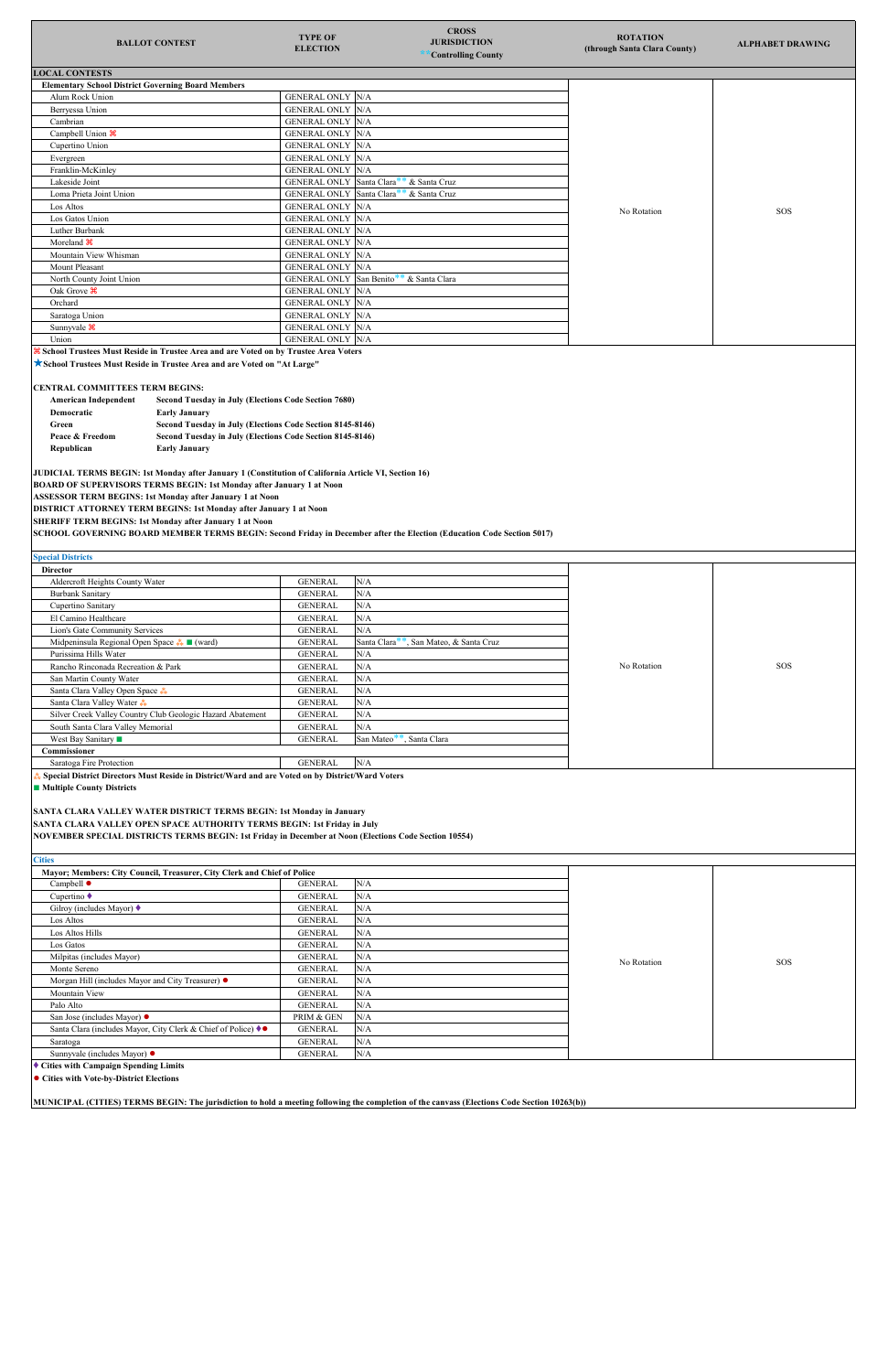| BALLOT CONTEST | TYPE OF ELECTION | CROSS JURISDICTION ** Controlling County | ROTATION (through Santa Clara County) | ALPHABET DRAWING |
|---|---|---|---|---|
| **LOCAL CONTESTS** | | | | |
| **Elementary School District Governing Board Members** | | | | |
| Alum Rock Union | GENERAL ONLY | N/A | No Rotation | SOS |
| Berryessa Union | GENERAL ONLY | N/A | | |
| Cambrian | GENERAL ONLY | N/A | | |
| Campbell Union ⌘ | GENERAL ONLY | N/A | | |
| Cupertino Union | GENERAL ONLY | N/A | | |
| Evergreen | GENERAL ONLY | N/A | | |
| Franklin-McKinley | GENERAL ONLY | N/A | | |
| Lakeside Joint | GENERAL ONLY | Santa Clara** & Santa Cruz | | |
| Loma Prieta Joint Union | GENERAL ONLY | Santa Clara** & Santa Cruz | | |
| Los Altos | GENERAL ONLY | N/A | | |
| Los Gatos Union | GENERAL ONLY | N/A | | |
| Luther Burbank | GENERAL ONLY | N/A | | |
| Moreland ⌘ | GENERAL ONLY | N/A | | |
| Mountain View Whisman | GENERAL ONLY | N/A | | |
| Mount Pleasant | GENERAL ONLY | N/A | | |
| North County Joint Union | GENERAL ONLY | San Benito** & Santa Clara | | |
| Oak Grove ⌘ | GENERAL ONLY | N/A | | |
| Orchard | GENERAL ONLY | N/A | | |
| Saratoga Union | GENERAL ONLY | N/A | | |
| Sunnyvale ⌘ | GENERAL ONLY | N/A | | |
| Union | GENERAL ONLY | N/A | | |

**⌘ School Trustees Must Reside in Trustee Area and are Voted on by Trustee Area Voters**

**★ School Trustees Must Reside in Trustee Area and are Voted on "At Large"**

**CENTRAL COMMITTEES TERM BEGINS:**

| | |
|---|---|
| **American Independent** | **Second Tuesday in July (Elections Code Section 7680)** |
| **Democratic** | **Early January** |
| **Green** | **Second Tuesday in July (Elections Code Section 8145-8146)** |
| **Peace & Freedom** | **Second Tuesday in July (Elections Code Section 8145-8146)** |
| **Republican** | **Early January** |

**JUDICIAL TERMS BEGIN: 1st Monday after January 1 (Constitution of California Article VI, Section 16)**
**BOARD OF SUPERVISORS TERMS BEGIN: 1st Monday after January 1 at Noon**
**ASSESSOR TERM BEGINS: 1st Monday after January 1 at Noon**
**DISTRICT ATTORNEY TERM BEGINS: 1st Monday after January 1 at Noon**
**SHERIFF TERM BEGINS: 1st Monday after January 1 at Noon**
**SCHOOL GOVERNING BOARD MEMBER TERMS BEGIN: Second Friday in December after the Election (Education Code Section 5017)**

**Special Districts**

| BALLOT CONTEST | TYPE OF ELECTION | CROSS JURISDICTION | ROTATION | ALPHABET DRAWING |
|---|---|---|---|---|
| **Director** | | | | |
| Aldercroft Heights County Water | GENERAL | N/A | No Rotation | SOS |
| Burbank Sanitary | GENERAL | N/A | | |
| Cupertino Sanitary | GENERAL | N/A | | |
| El Camino Healthcare | GENERAL | N/A | | |
| Lion's Gate Community Services | GENERAL | N/A | | |
| Midpeninsula Regional Open Space ⁂ ■ (ward) | GENERAL | Santa Clara**, San Mateo, & Santa Cruz | | |
| Purissima Hills Water | GENERAL | N/A | | |
| Rancho Rinconada Recreation & Park | GENERAL | N/A | | |
| San Martin County Water | GENERAL | N/A | | |
| Santa Clara Valley Open Space ⁂ | GENERAL | N/A | | |
| Santa Clara Valley Water ⁂ | GENERAL | N/A | | |
| Silver Creek Valley Country Club Geologic Hazard Abatement | GENERAL | N/A | | |
| South Santa Clara Valley Memorial | GENERAL | N/A | | |
| West Bay Sanitary ■ | GENERAL | San Mateo**, Santa Clara | | |
| **Commissioner** | | | | |
| Saratoga Fire Protection | GENERAL | N/A | | |

**⁂ Special District Directors Must Reside in District/Ward and are Voted on by District/Ward Voters**

**■ Multiple County Districts**

**SANTA CLARA VALLEY WATER DISTRICT TERMS BEGIN: 1st Monday in January**
**SANTA CLARA VALLEY OPEN SPACE AUTHORITY TERMS BEGIN: 1st Friday in July**
**NOVEMBER SPECIAL DISTRICTS TERMS BEGIN: 1st Friday in December at Noon (Elections Code Section 10554)**

**Cities**

| BALLOT CONTEST | TYPE OF ELECTION | CROSS JURISDICTION | ROTATION | ALPHABET DRAWING |
|---|---|---|---|---|
| **Mayor; Members: City Council, Treasurer, City Clerk and Chief of Police** | | | | |
| Campbell ● | GENERAL | N/A | No Rotation | SOS |
| Cupertino ♦ | GENERAL | N/A | | |
| Gilroy (includes Mayor) ♦ | GENERAL | N/A | | |
| Los Altos | GENERAL | N/A | | |
| Los Altos Hills | GENERAL | N/A | | |
| Los Gatos | GENERAL | N/A | | |
| Milpitas (includes Mayor) | GENERAL | N/A | | |
| Monte Sereno | GENERAL | N/A | | |
| Morgan Hill (includes Mayor and City Treasurer) ● | GENERAL | N/A | | |
| Mountain View | GENERAL | N/A | | |
| Palo Alto | GENERAL | N/A | | |
| San Jose (includes Mayor) ● | PRIM & GEN | N/A | | |
| Santa Clara (includes Mayor, City Clerk & Chief of Police) ♦● | GENERAL | N/A | | |
| Saratoga | GENERAL | N/A | | |
| Sunnyvale (includes Mayor) ● | GENERAL | N/A | | |

**♦ Cities with Campaign Spending Limits**

**● Cities with Vote-by-District Elections**

**MUNICIPAL (CITIES) TERMS BEGIN: The jurisdiction to hold a meeting following the completion of the canvass (Elections Code Section 10263(b))**